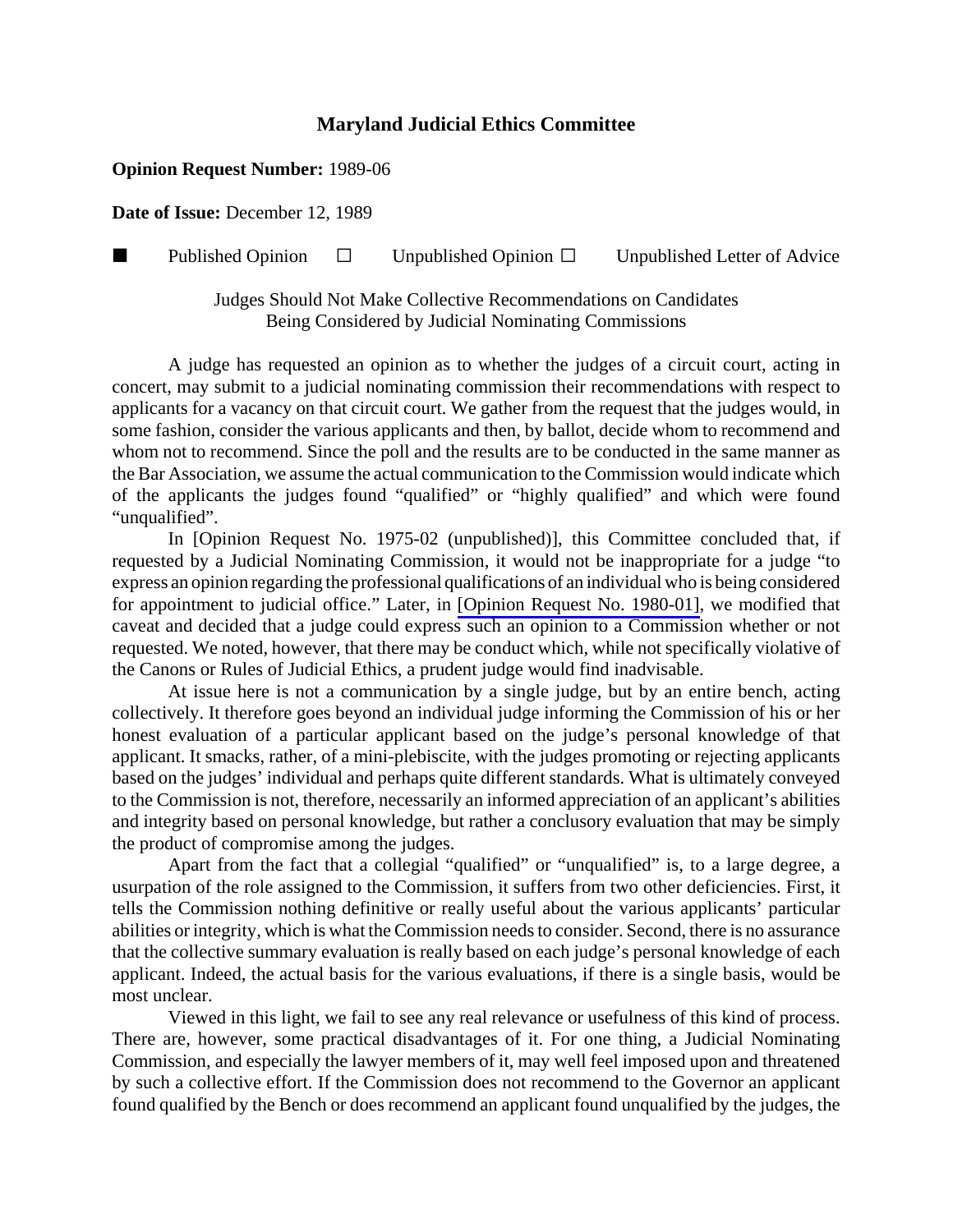# Maryland Judicial Ethics Committee

**Opinion Request Number:** 1989-06

**Date of Issue:** December 12, 1989

■ Published Opinion ☐ Unpublished Opinion ☐ Unpublished Letter of Advice

Judges Should Not Make Collective Recommendations on Candidates Being Considered by Judicial Nominating Commissions

A judge has requested an opinion as to whether the judges of a circuit court, acting in concert, may submit to a judicial nominating commission their recommendations with respect to applicants for a vacancy on that circuit court. We gather from the request that the judges would, in some fashion, consider the various applicants and then, by ballot, decide whom to recommend and whom not to recommend. Since the poll and the results are to be conducted in the same manner as the Bar Association, we assume the actual communication to the Commission would indicate which of the applicants the judges found "qualified" or "highly qualified" and which were found "unqualified".

In [Opinion Request No. 1975-02 (unpublished)], this Committee concluded that, if requested by a Judicial Nominating Commission, it would not be inappropriate for a judge "to express an opinion regarding the professional qualifications of an individual who is being considered for appointment to judicial office." Later, in [Opinion Request No. 1980-01], we modified that caveat and decided that a judge could express such an opinion to a Commission whether or not requested. We noted, however, that there may be conduct which, while not specifically violative of the Canons or Rules of Judicial Ethics, a prudent judge would find inadvisable.

At issue here is not a communication by a single judge, but by an entire bench, acting collectively. It therefore goes beyond an individual judge informing the Commission of his or her honest evaluation of a particular applicant based on the judge's personal knowledge of that applicant. It smacks, rather, of a mini-plebiscite, with the judges promoting or rejecting applicants based on the judges' individual and perhaps quite different standards. What is ultimately conveyed to the Commission is not, therefore, necessarily an informed appreciation of an applicant's abilities and integrity based on personal knowledge, but rather a conclusory evaluation that may be simply the product of compromise among the judges.

Apart from the fact that a collegial "qualified" or "unqualified" is, to a large degree, a usurpation of the role assigned to the Commission, it suffers from two other deficiencies. First, it tells the Commission nothing definitive or really useful about the various applicants' particular abilities or integrity, which is what the Commission needs to consider. Second, there is no assurance that the collective summary evaluation is really based on each judge's personal knowledge of each applicant. Indeed, the actual basis for the various evaluations, if there is a single basis, would be most unclear.

Viewed in this light, we fail to see any real relevance or usefulness of this kind of process. There are, however, some practical disadvantages of it. For one thing, a Judicial Nominating Commission, and especially the lawyer members of it, may well feel imposed upon and threatened by such a collective effort. If the Commission does not recommend to the Governor an applicant found qualified by the Bench or does recommend an applicant found unqualified by the judges, the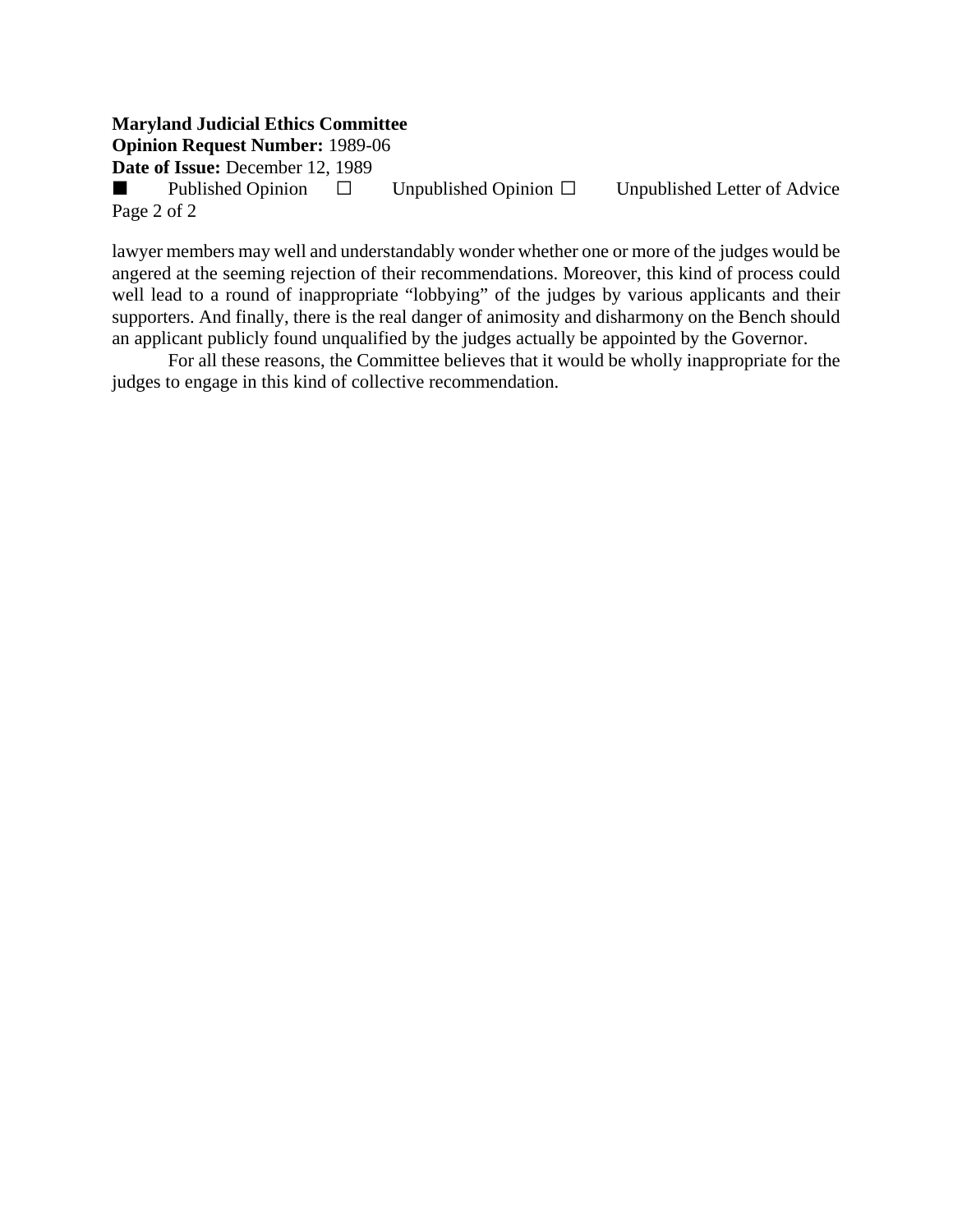lawyer members may well and understandably wonder whether one or more of the judges would be angered at the seeming rejection of their recommendations. Moreover, this kind of process could well lead to a round of inappropriate "lobbying" of the judges by various applicants and their supporters. And finally, there is the real danger of animosity and disharmony on the Bench should an applicant publicly found unqualified by the judges actually be appointed by the Governor.

For all these reasons, the Committee believes that it would be wholly inappropriate for the judges to engage in this kind of collective recommendation.